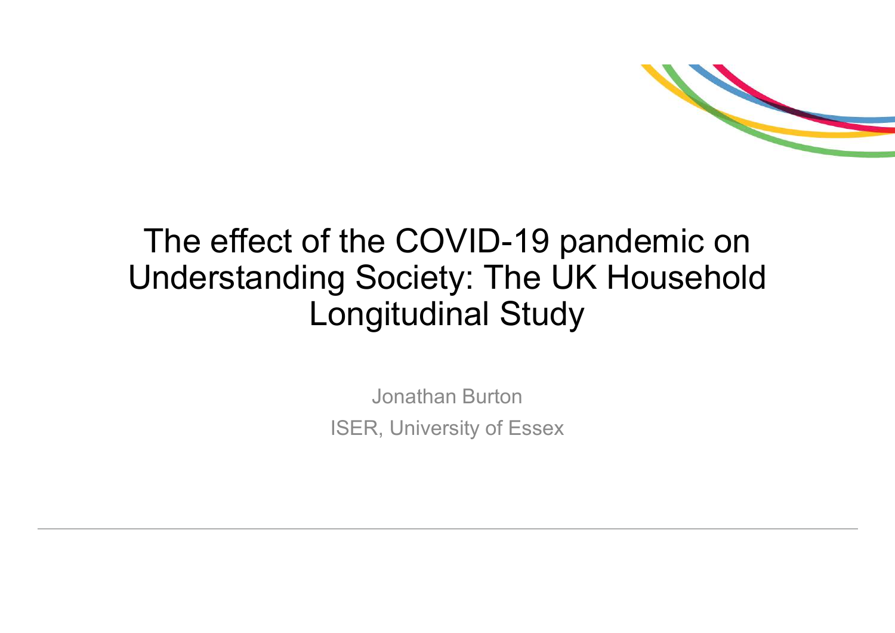# The effect of the COVID-19 pandemic on Understanding Society: The UK Household Longitudinal Study

Jonathan Burton

ISER, University of Essex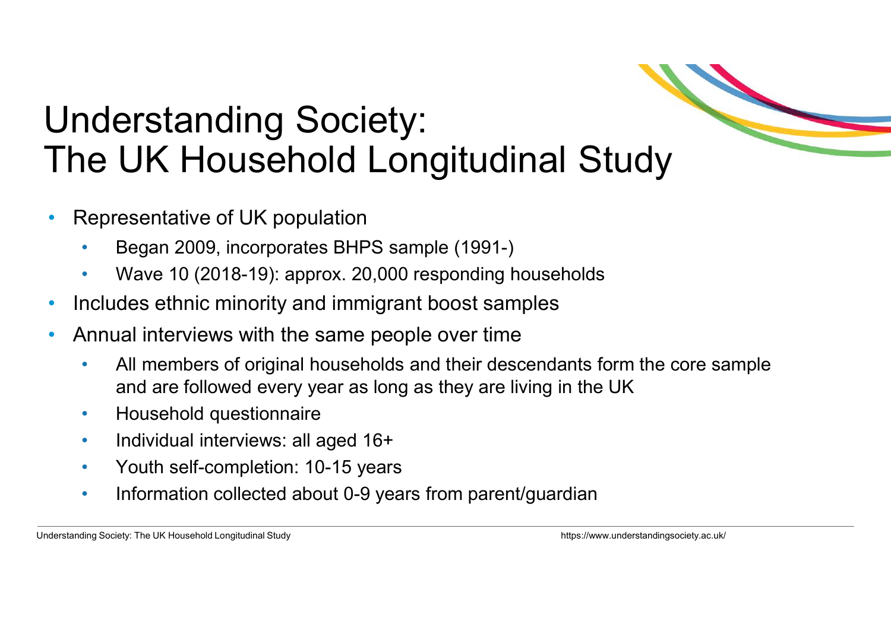# Understanding Society: The UK Household Longitudinal Study

- Representative of UK population
  - Began 2009, incorporates BHPS sample (1991-)
  - Wave 10 (2018-19): approx. 20,000 responding households
- Includes ethnic minority and immigrant boost samples
- Annual interviews with the same people over time
  - All members of original households and their descendants form the core sample and are followed every year as long as they are living in the UK
  - Household questionnaire
  - Individual interviews: all aged 16+
  - Youth self-completion: 10-15 years
  - Information collected about 0-9 years from parent/guardian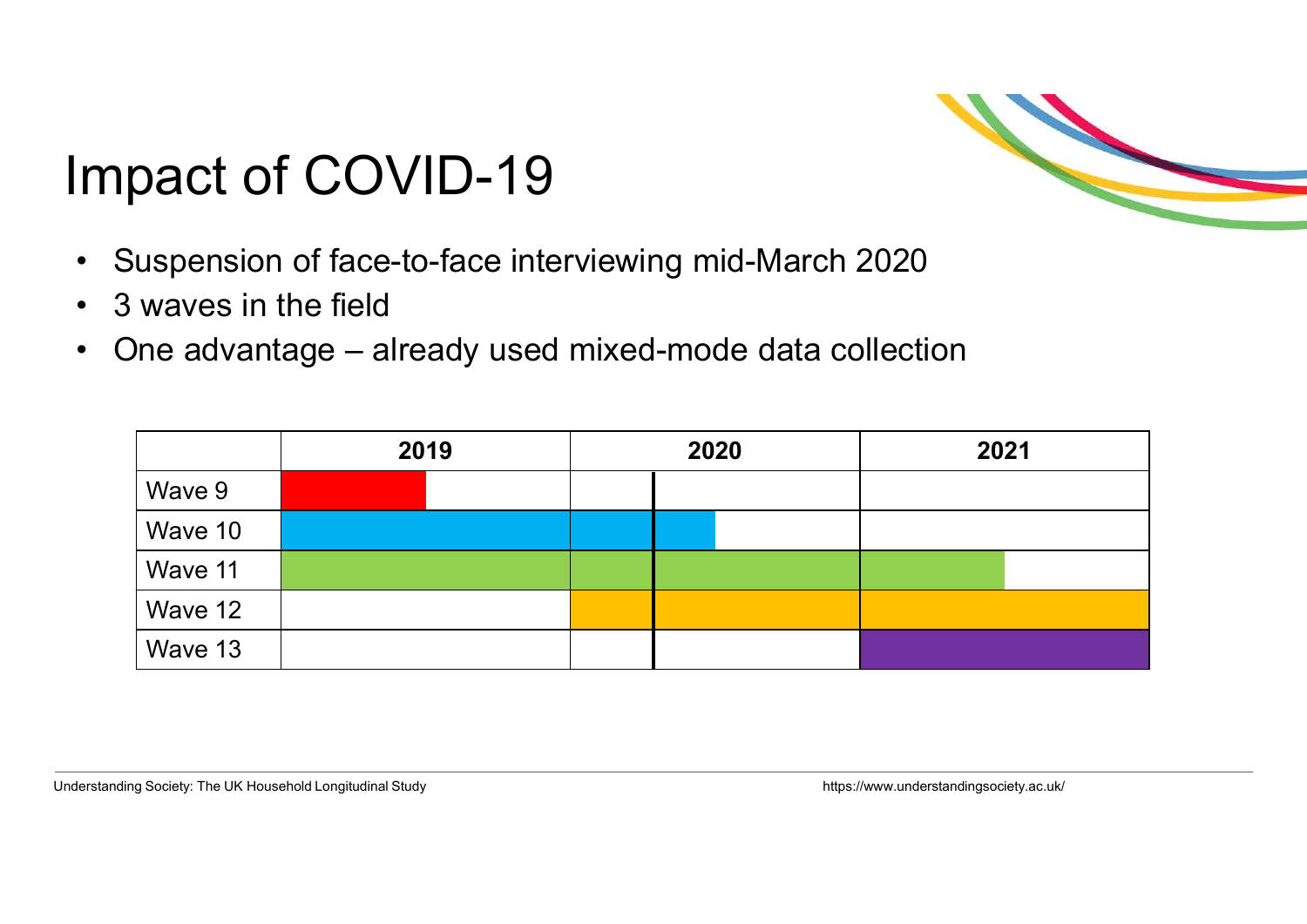# Impact of COVID-19

- Suspension of face-to-face interviewing mid-March 2020
- 3 waves in the field
- One advantage – already used mixed-mode data collection

| | 2019 | 2020 | 2021 |
|---|---|---|---|
| Wave 9 | | | |
| Wave 10 | | | |
| Wave 11 | | | |
| Wave 12 | | | |
| Wave 13 | | | |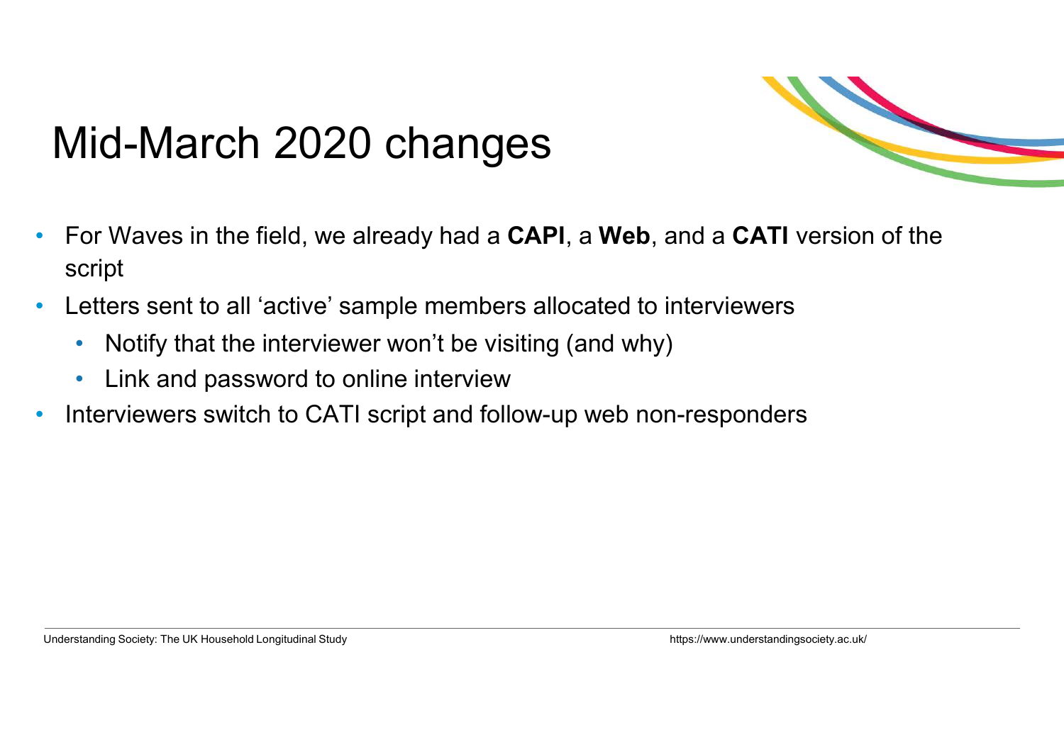# Mid-March 2020 changes

- For Waves in the field, we already had a **CAPI**, a **Web**, and a **CATI** version of the script
- Letters sent to all 'active' sample members allocated to interviewers
  - Notify that the interviewer won't be visiting (and why)
  - Link and password to online interview
- Interviewers switch to CATI script and follow-up web non-responders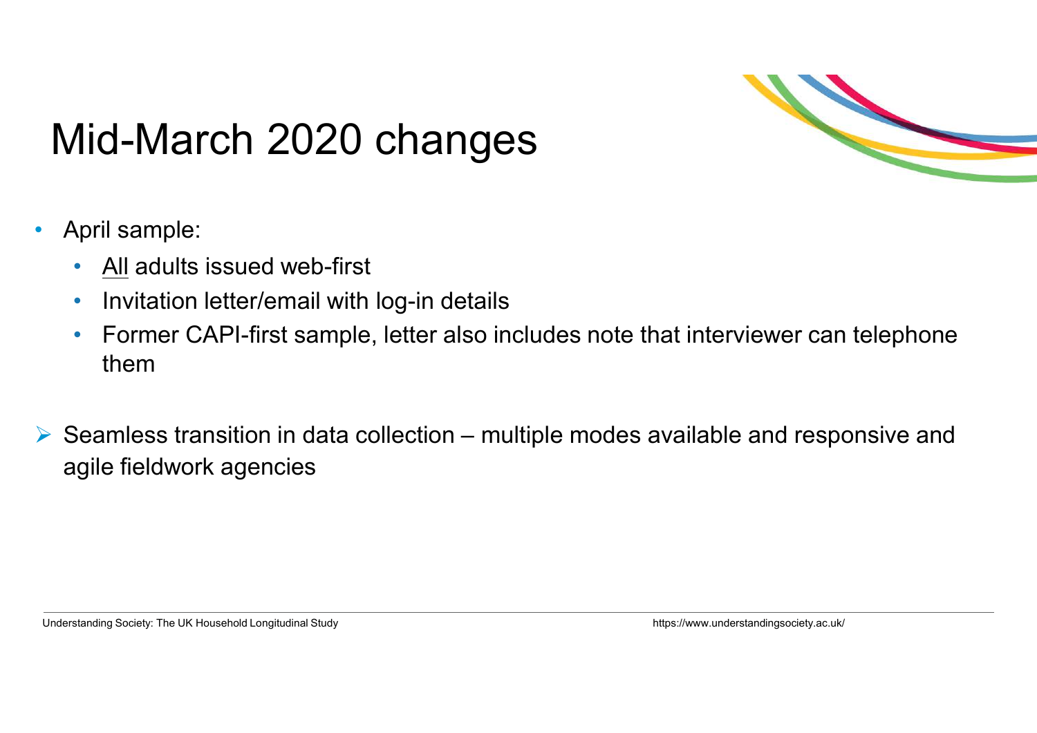# Mid-March 2020 changes

- April sample:
  - <u>All</u> adults issued web-first
  - Invitation letter/email with log-in details
  - Former CAPI-first sample, letter also includes note that interviewer can telephone them

➢ Seamless transition in data collection – multiple modes available and responsive and agile fieldwork agencies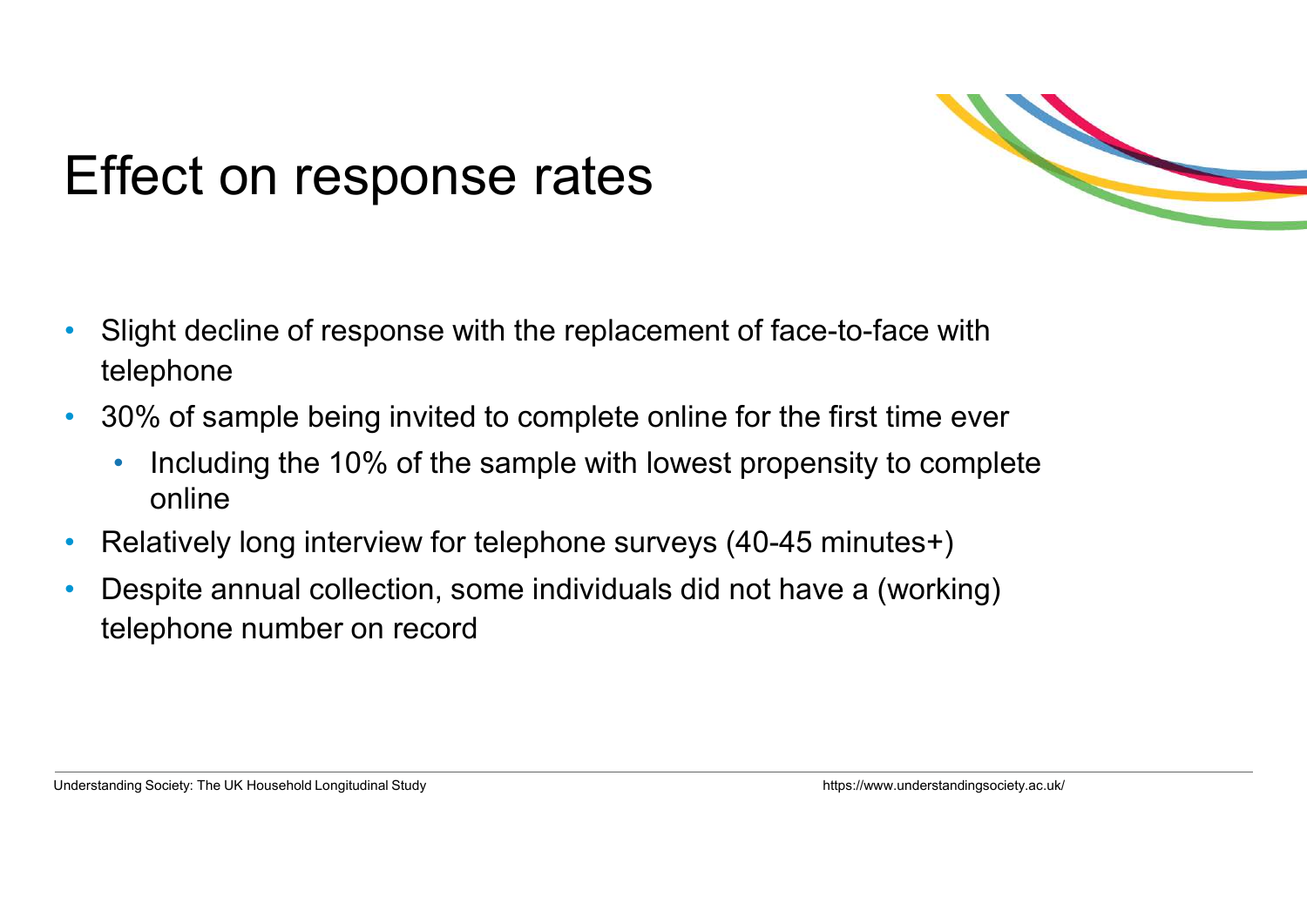# Effect on response rates

- Slight decline of response with the replacement of face-to-face with telephone
- 30% of sample being invited to complete online for the first time ever
  - Including the 10% of the sample with lowest propensity to complete online
- Relatively long interview for telephone surveys (40-45 minutes+)
- Despite annual collection, some individuals did not have a (working) telephone number on record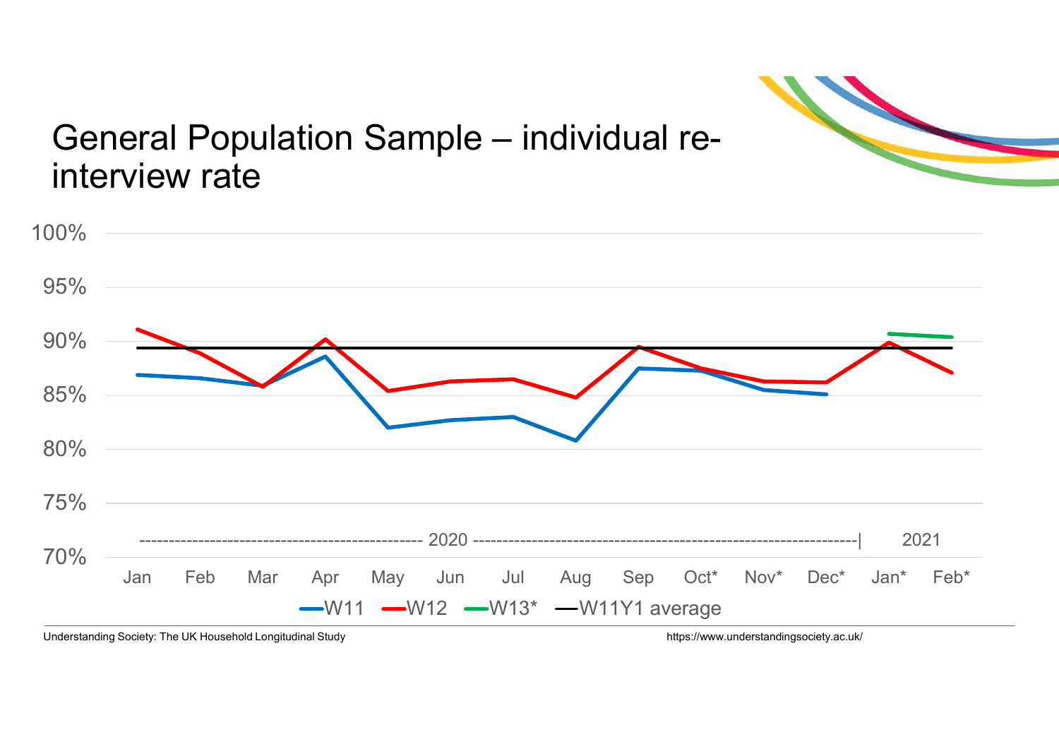# General Population Sample – individual re-interview rate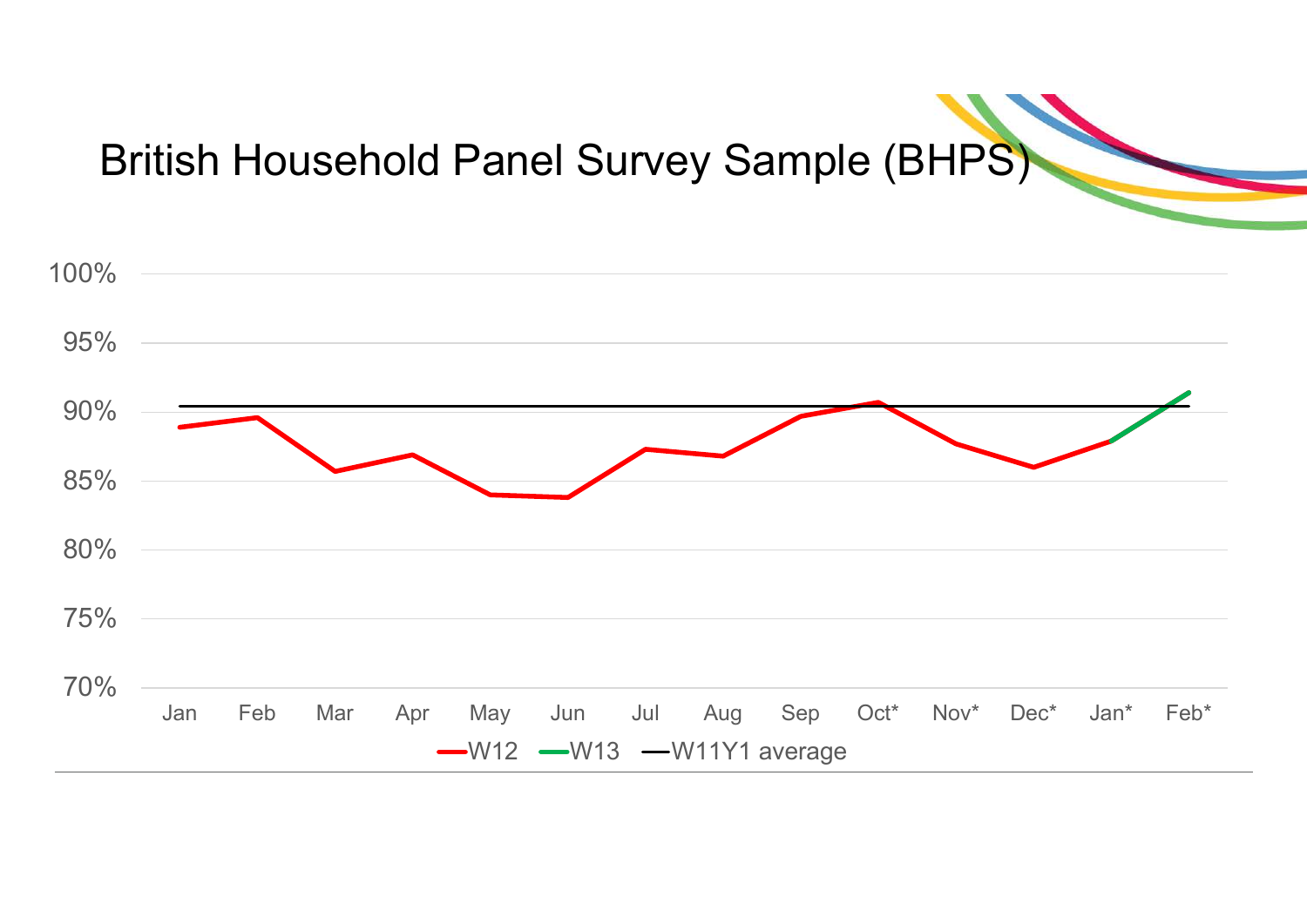# British Household Panel Survey Sample (BHPS)

100%
95%
90%
85%
80%
75%
70%

Jan Feb Mar Apr May Jun Jul Aug Sep Oct* Nov* Dec* Jan* Feb*

W12 W13 W11Y1 average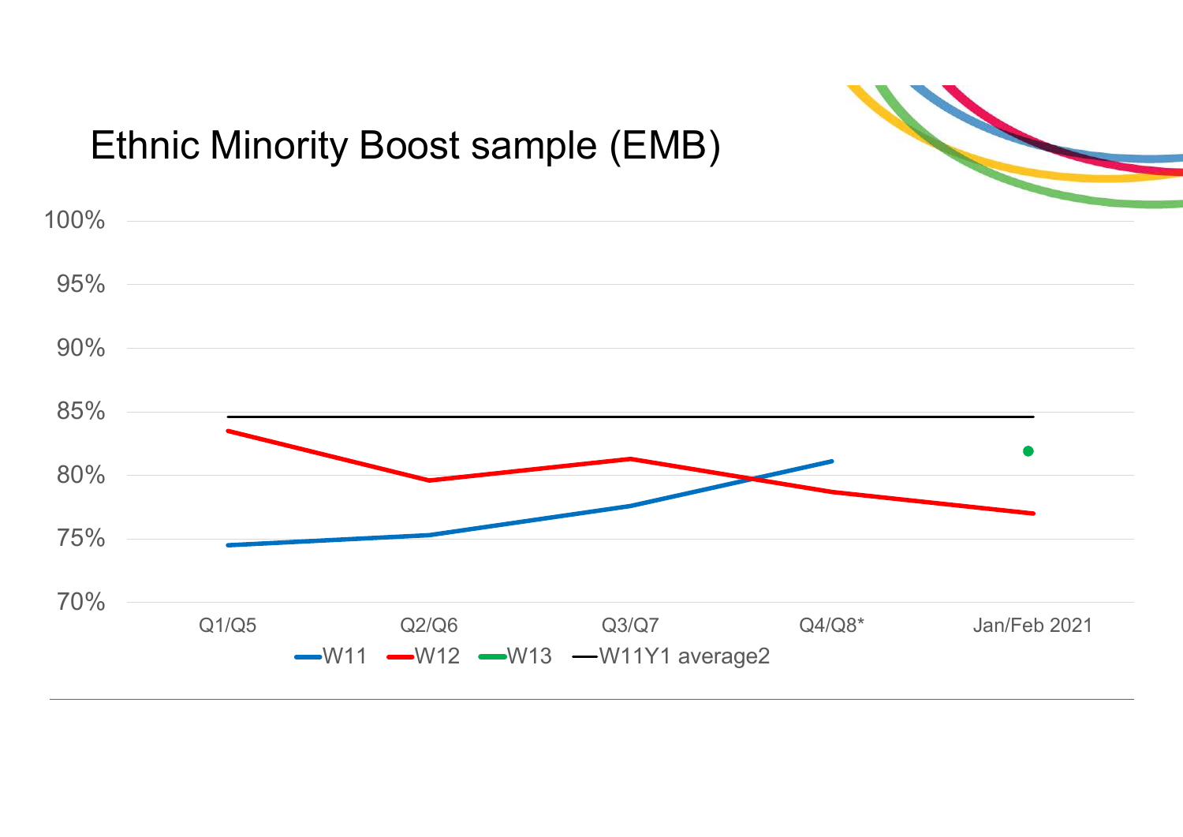# Ethnic Minority Boost sample (EMB)

100%
95%
90%
85%
80%
75%
70%

Q1/Q5 Q2/Q6 Q3/Q7 Q4/Q8* Jan/Feb 2021

W11 W12 W13 W11Y1 average2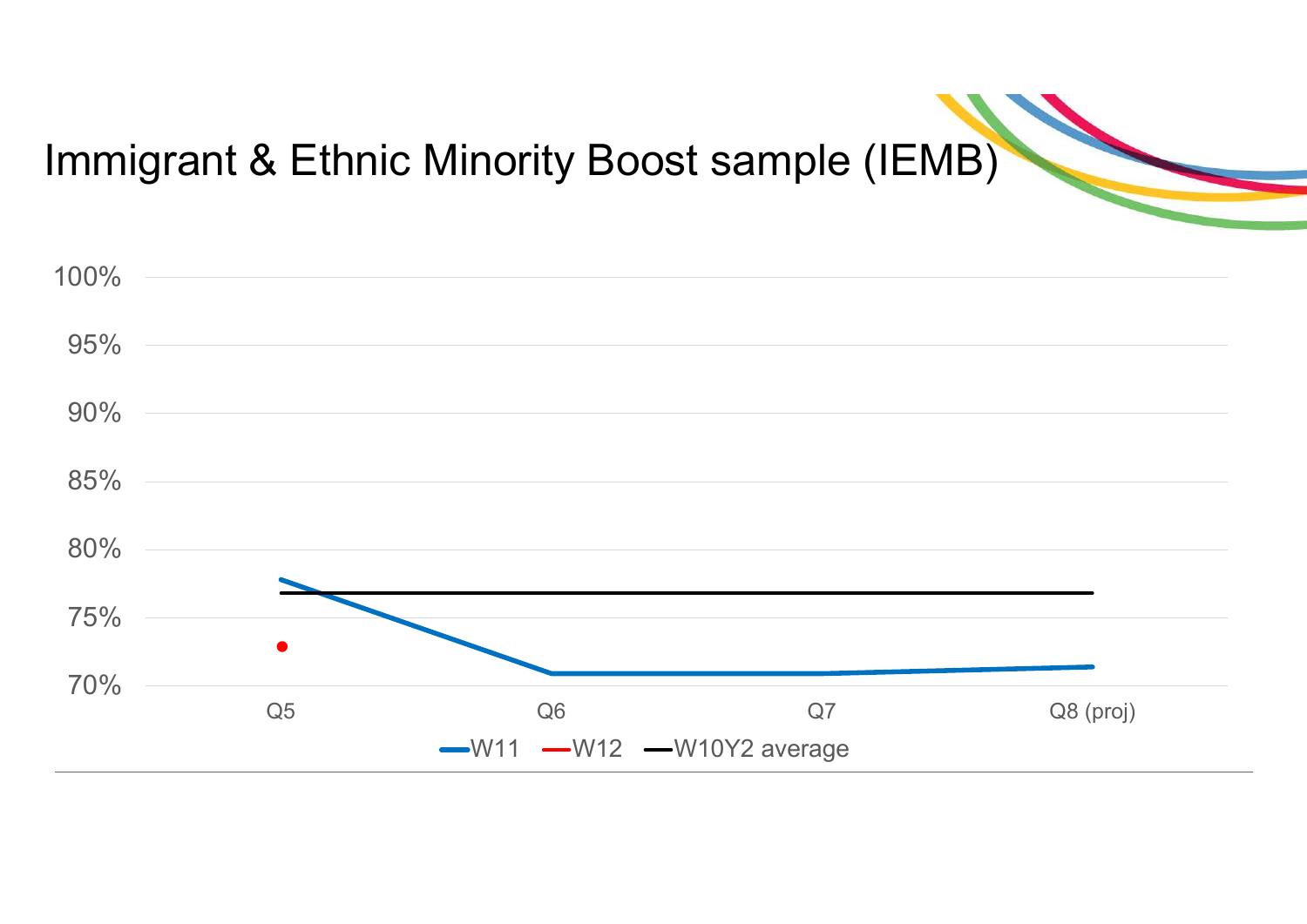# Immigrant & Ethnic Minority Boost sample (IEMB)

100%
95%
90%
85%
80%
75%
70%

Q5 Q6 Q7 Q8 (proj)

W11 W12 W10Y2 average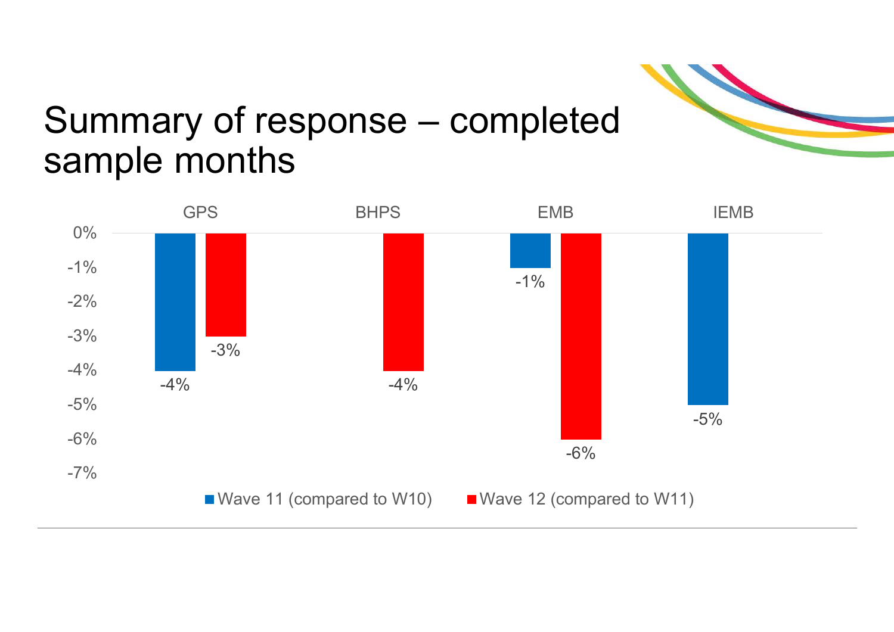# Summary of response – completed sample months

| | GPS | BHPS | EMB | IEMB |
|---|---|---|---|---|
| Wave 11 (compared to W10) | -4% | | -1% | -5% |
| Wave 12 (compared to W11) | -3% | -4% | -6% | |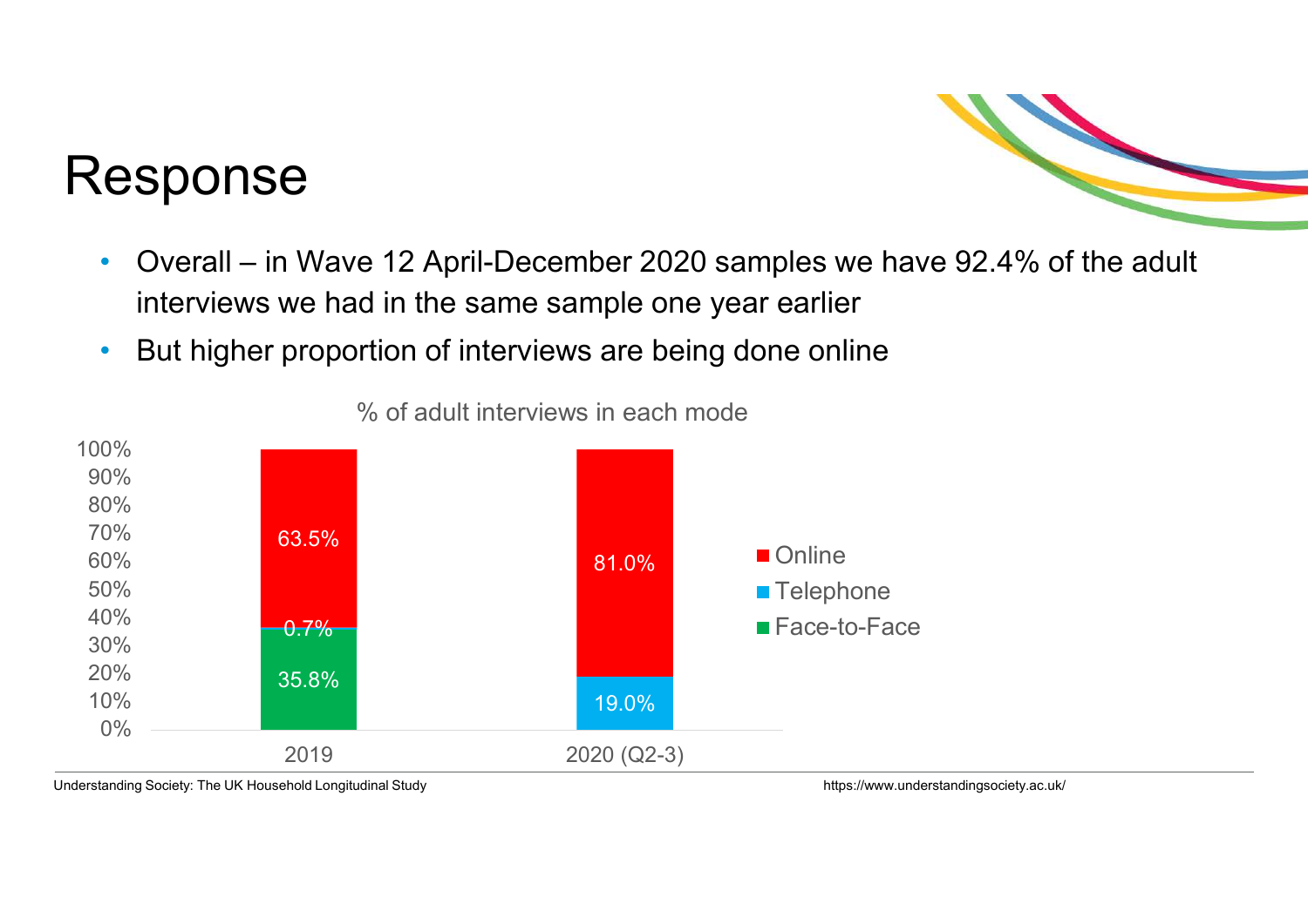# Response

- Overall – in Wave 12 April-December 2020 samples we have 92.4% of the adult interviews we had in the same sample one year earlier
- But higher proportion of interviews are being done online

% of adult interviews in each mode

| | Face-to-Face | Telephone | Online |
|---|---|---|---|
| 2019 | 35.8% | 0.7% | 63.5% |
| 2020 (Q2-3) | | 19.0% | 81.0% |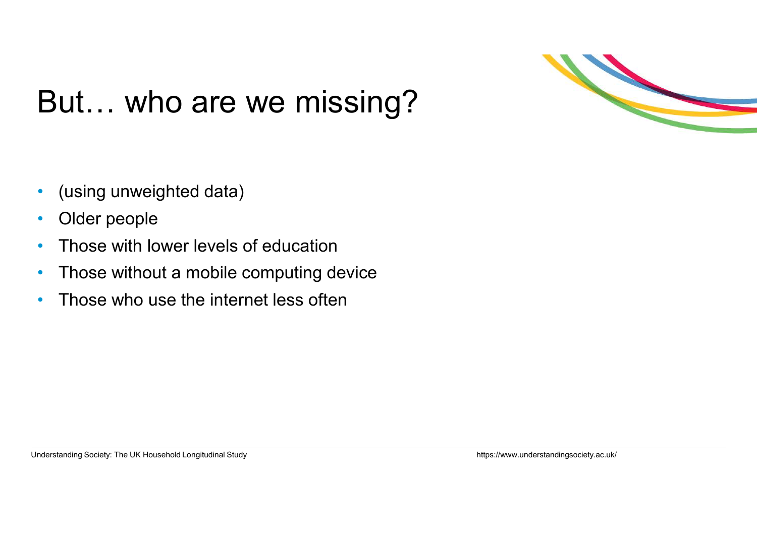# But… who are we missing?

- (using unweighted data)
- Older people
- Those with lower levels of education
- Those without a mobile computing device
- Those who use the internet less often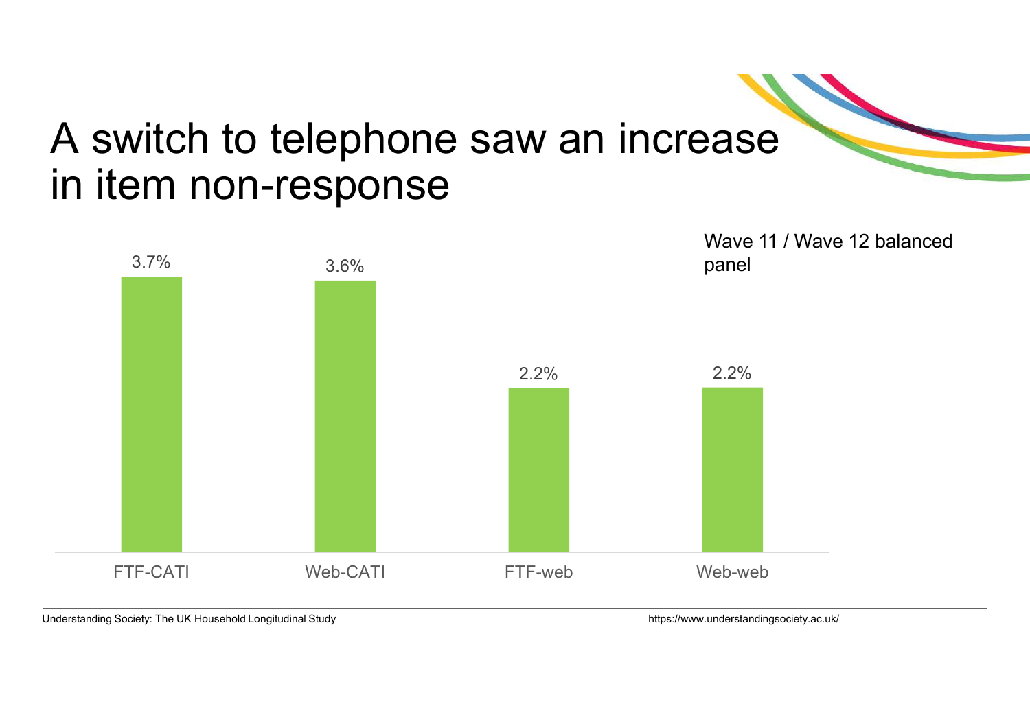# A switch to telephone saw an increase in item non-response

Wave 11 / Wave 12 balanced panel

| FTF-CATI | Web-CATI | FTF-web | Web-web |
| --- | --- | --- | --- |
| 3.7% | 3.6% | 2.2% | 2.2% |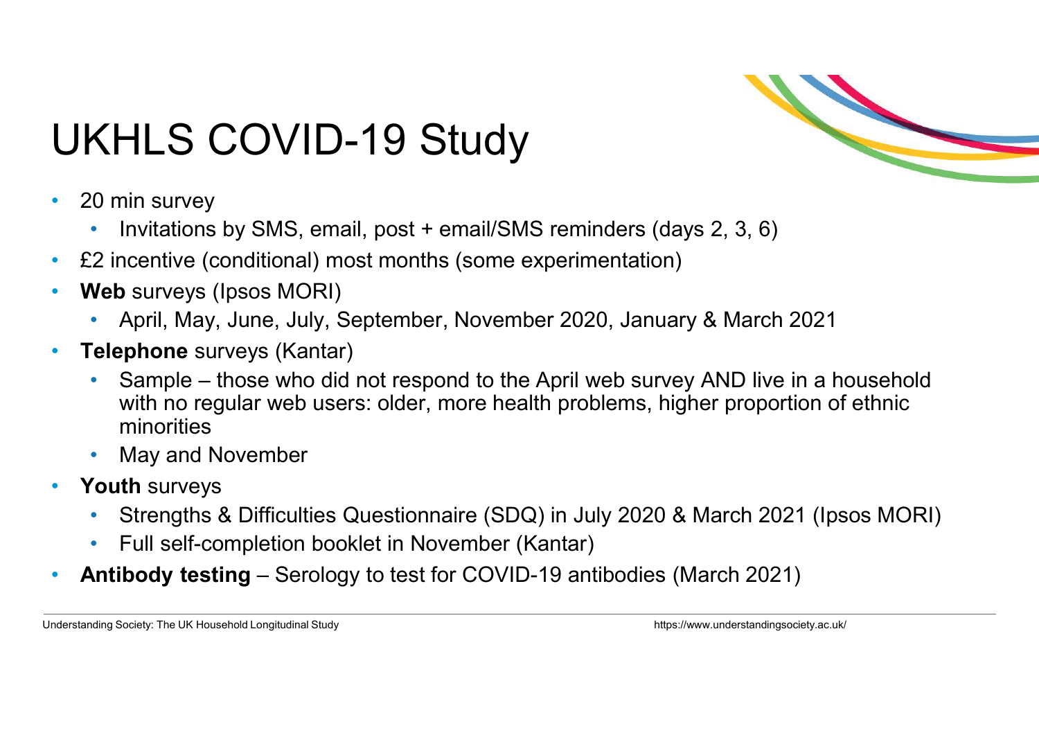# UKHLS COVID-19 Study

- 20 min survey
  - Invitations by SMS, email, post + email/SMS reminders (days 2, 3, 6)
- £2 incentive (conditional) most months (some experimentation)
- **Web** surveys (Ipsos MORI)
  - April, May, June, July, September, November 2020, January & March 2021
- **Telephone** surveys (Kantar)
  - Sample – those who did not respond to the April web survey AND live in a household with no regular web users: older, more health problems, higher proportion of ethnic minorities
  - May and November
- **Youth** surveys
  - Strengths & Difficulties Questionnaire (SDQ) in July 2020 & March 2021 (Ipsos MORI)
  - Full self-completion booklet in November (Kantar)
- **Antibody testing** – Serology to test for COVID-19 antibodies (March 2021)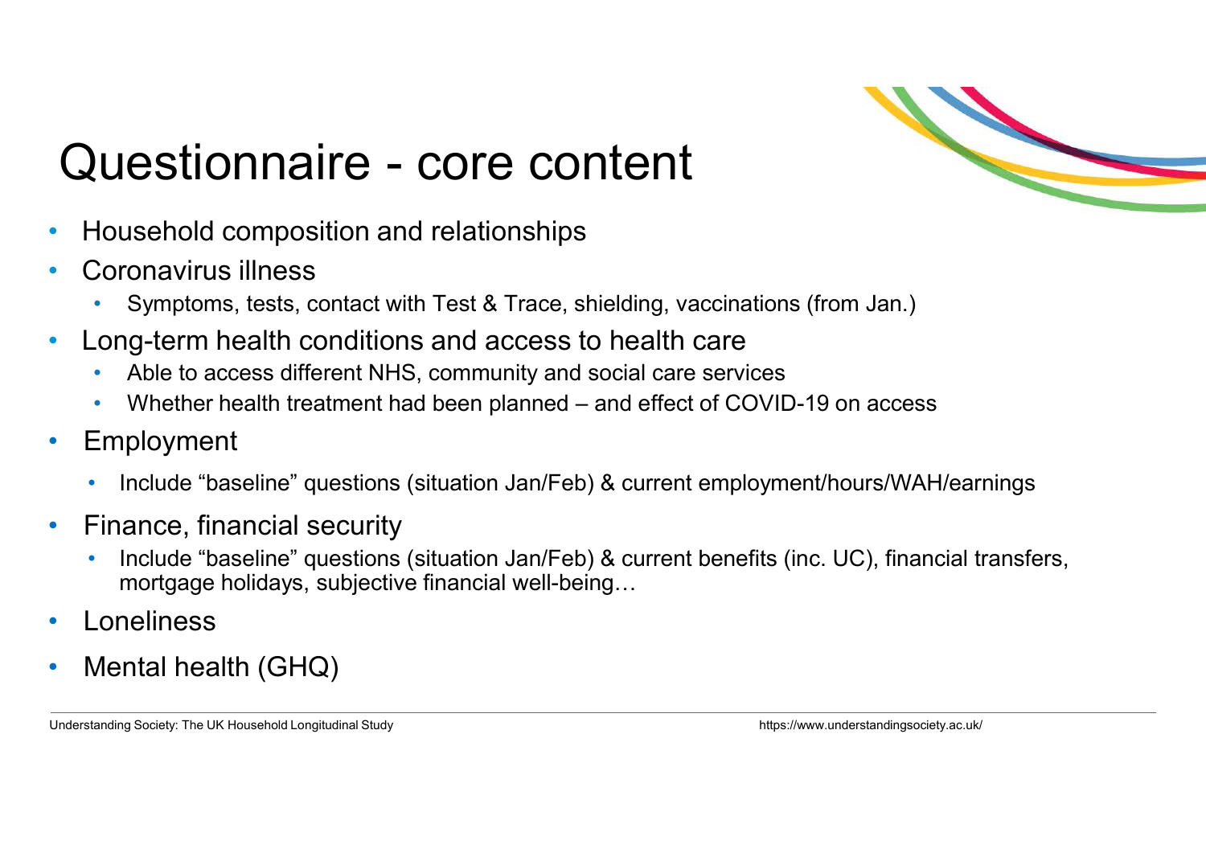# Questionnaire - core content

- Household composition and relationships
- Coronavirus illness
    - Symptoms, tests, contact with Test & Trace, shielding, vaccinations (from Jan.)
- Long-term health conditions and access to health care
    - Able to access different NHS, community and social care services
    - Whether health treatment had been planned – and effect of COVID-19 on access
- Employment
    - Include "baseline" questions (situation Jan/Feb) & current employment/hours/WAH/earnings
- Finance, financial security
    - Include "baseline" questions (situation Jan/Feb) & current benefits (inc. UC), financial transfers, mortgage holidays, subjective financial well-being…
- Loneliness
- Mental health (GHQ)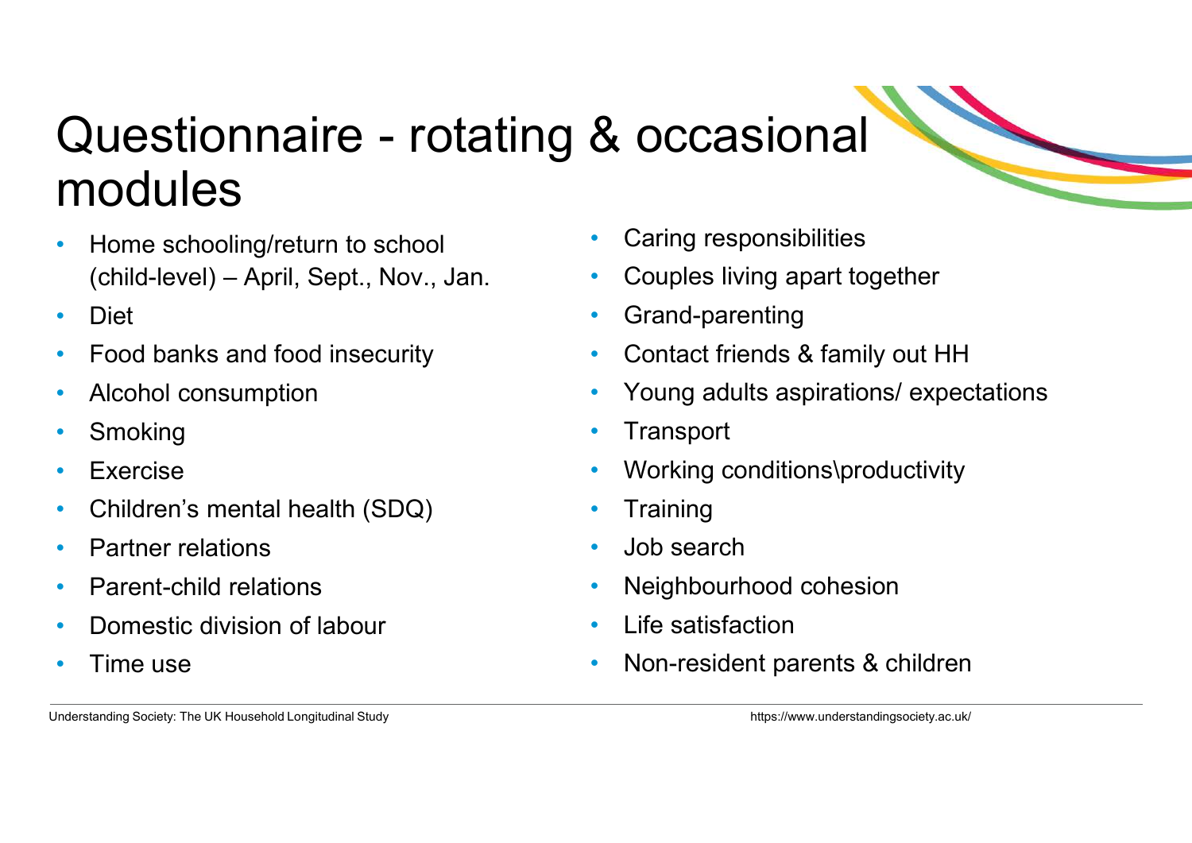# Questionnaire - rotating & occasional modules

- Home schooling/return to school (child-level) – April, Sept., Nov., Jan.
- Diet
- Food banks and food insecurity
- Alcohol consumption
- Smoking
- Exercise
- Children's mental health (SDQ)
- Partner relations
- Parent-child relations
- Domestic division of labour
- Time use
- Caring responsibilities
- Couples living apart together
- Grand-parenting
- Contact friends & family out HH
- Young adults aspirations/ expectations
- Transport
- Working conditions\productivity
- Training
- Job search
- Neighbourhood cohesion
- Life satisfaction
- Non-resident parents & children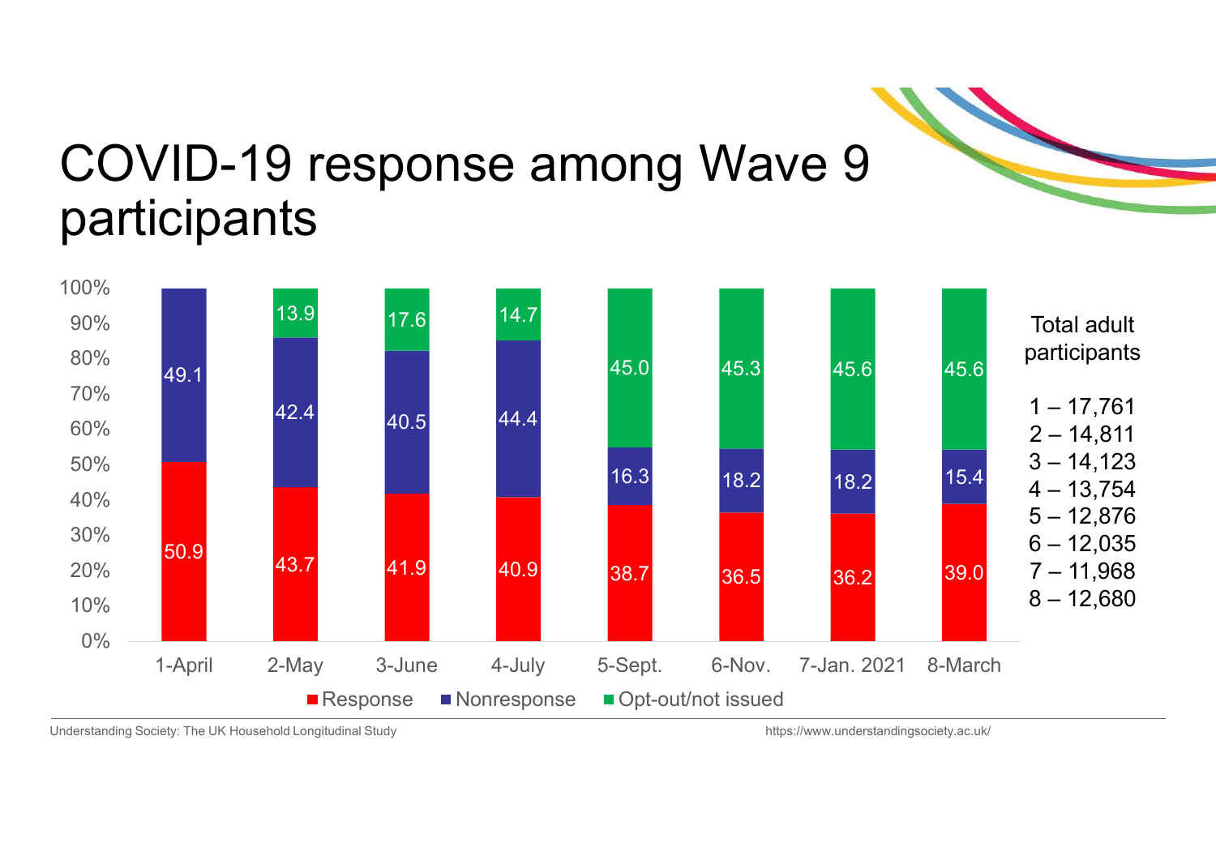# COVID-19 response among Wave 9 participants

| | 1-April | 2-May | 3-June | 4-July | 5-Sept. | 6-Nov. | 7-Jan. 2021 | 8-March |
|---|---|---|---|---|---|---|---|---|
| Response | 50.9 | 43.7 | 41.9 | 40.9 | 38.7 | 36.5 | 36.2 | 39.0 |
| Nonresponse | 49.1 | 42.4 | 40.5 | 44.4 | 16.3 | 18.2 | 18.2 | 15.4 |
| Opt-out/not issued | | 13.9 | 17.6 | 14.7 | 45.0 | 45.3 | 45.6 | 45.6 |

Total adult participants

1 – 17,761
2 – 14,811
3 – 14,123
4 – 13,754
5 – 12,876
6 – 12,035
7 – 11,968
8 – 12,680

Understanding Society: The UK Household Longitudinal Study

https://www.understandingsociety.ac.uk/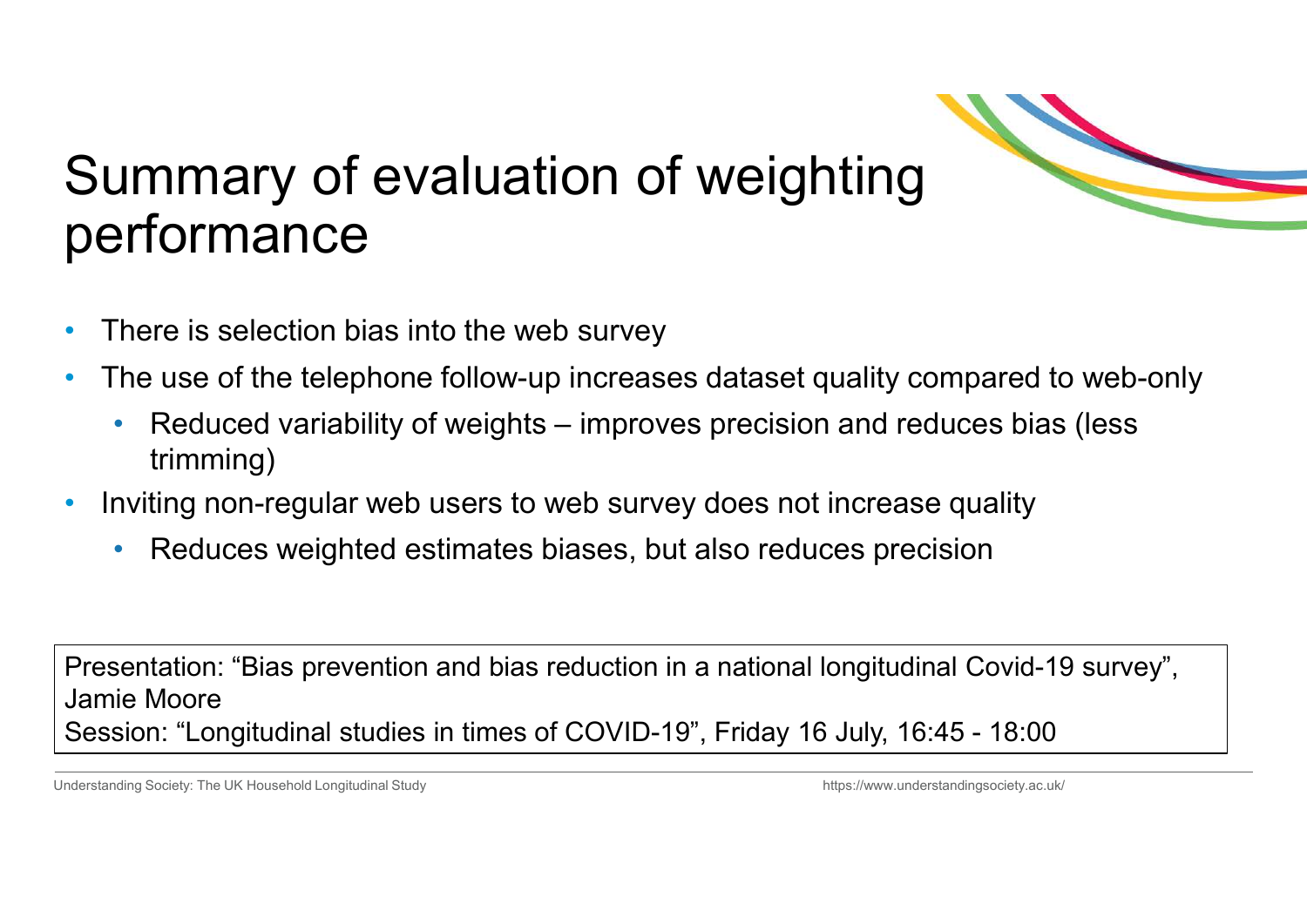# Summary of evaluation of weighting performance

- There is selection bias into the web survey
- The use of the telephone follow-up increases dataset quality compared to web-only
  - Reduced variability of weights – improves precision and reduces bias (less trimming)
- Inviting non-regular web users to web survey does not increase quality
  - Reduces weighted estimates biases, but also reduces precision

Presentation: "Bias prevention and bias reduction in a national longitudinal Covid-19 survey", Jamie Moore
Session: "Longitudinal studies in times of COVID-19", Friday 16 July, 16:45 - 18:00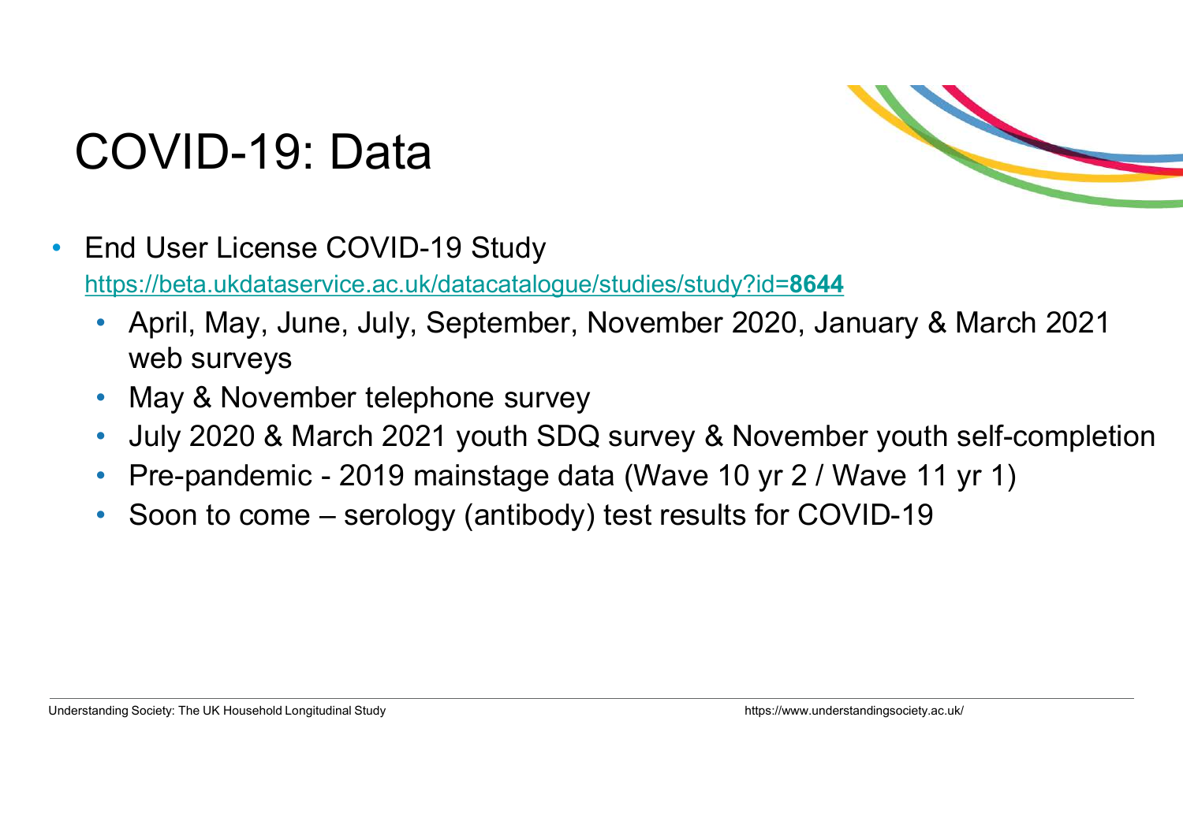# COVID-19: Data

- End User License COVID-19 Study
  [https://beta.ukdataservice.ac.uk/datacatalogue/studies/study?id=**8644**](https://beta.ukdataservice.ac.uk/datacatalogue/studies/study?id=8644)
  - April, May, June, July, September, November 2020, January & March 2021 web surveys
  - May & November telephone survey
  - July 2020 & March 2021 youth SDQ survey & November youth self-completion
  - Pre-pandemic - 2019 mainstage data (Wave 10 yr 2 / Wave 11 yr 1)
  - Soon to come – serology (antibody) test results for COVID-19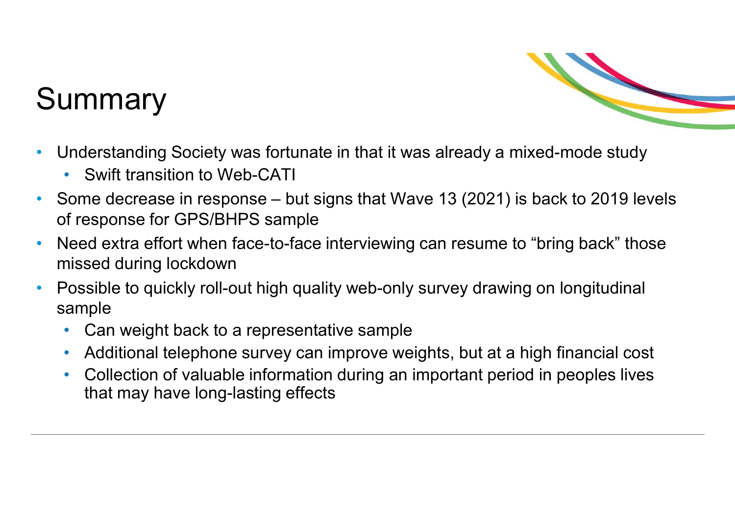# Summary

- Understanding Society was fortunate in that it was already a mixed-mode study
  - Swift transition to Web-CATI
- Some decrease in response – but signs that Wave 13 (2021) is back to 2019 levels of response for GPS/BHPS sample
- Need extra effort when face-to-face interviewing can resume to "bring back" those missed during lockdown
- Possible to quickly roll-out high quality web-only survey drawing on longitudinal sample
  - Can weight back to a representative sample
  - Additional telephone survey can improve weights, but at a high financial cost
  - Collection of valuable information during an important period in peoples lives that may have long-lasting effects